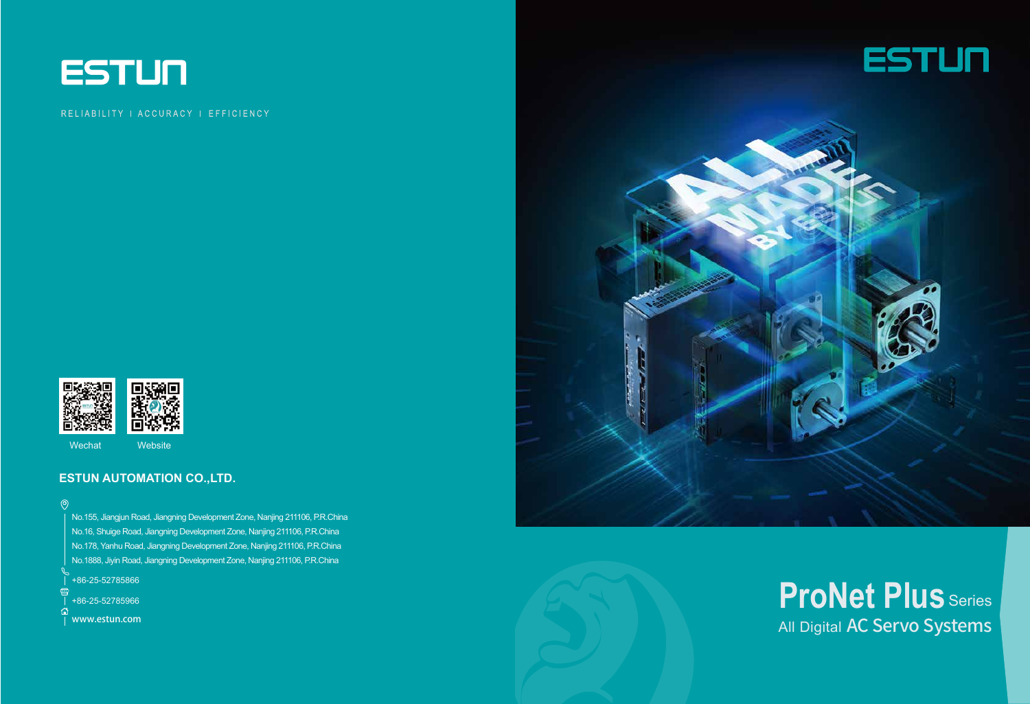# ESTUN

RELIABILITY | ACCURACY | EFFICIENCY

Wechat    Website

**ESTUN AUTOMATION CO.,LTD.**

No.155, Jiangjun Road, Jiangning Development Zone, Nanjing 211106, P.R.China
No.16, Shuige Road, Jiangning Development Zone, Nanjing 211106, P.R.China
No.178, Yanhu Road, Jiangning Development Zone, Nanjing 211106, P.R.China
No.1888, Jiyin Road, Jiangning Development Zone, Nanjing 211106, P.R.China

+86-25-52785866

+86-25-52785966

www.estun.com

# ESTUN

# ProNet Plus Series

## All Digital AC Servo Systems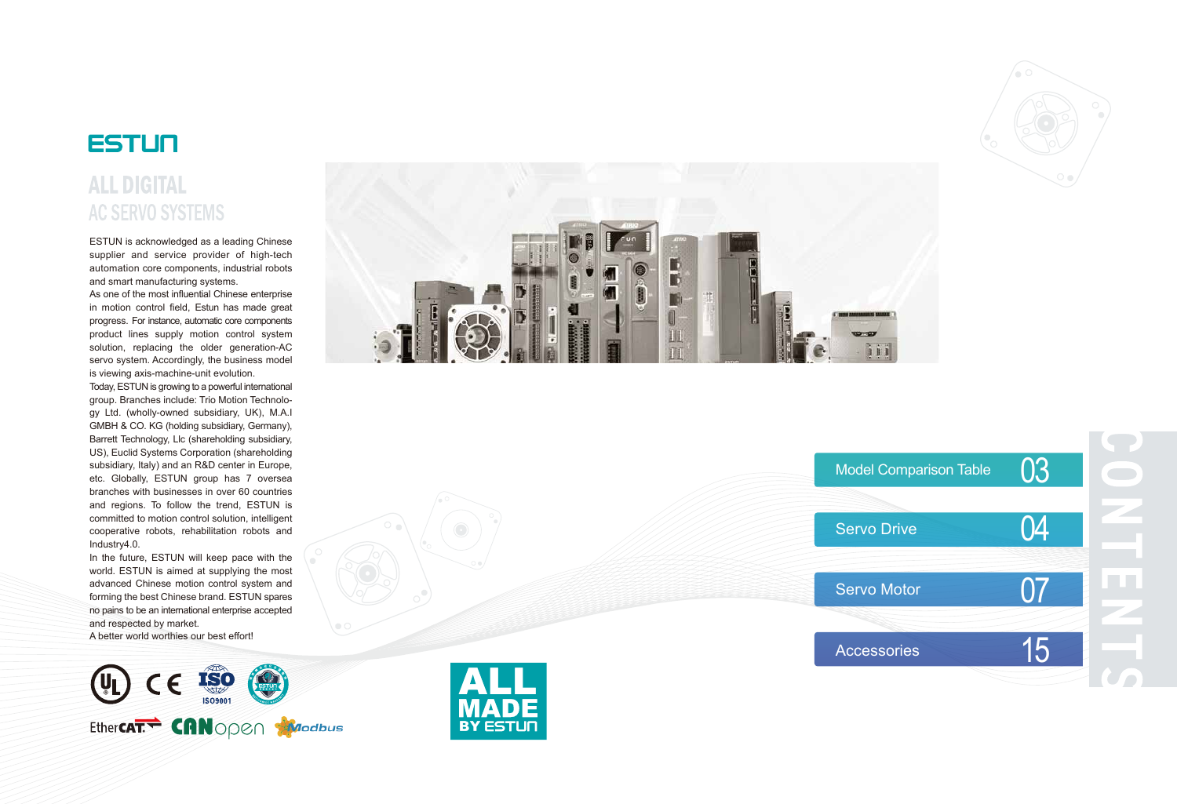# ESTUN

## ALL DIGITAL AC SERVO SYSTEMS

ESTUN is acknowledged as a leading Chinese supplier and service provider of high-tech automation core components, industrial robots and smart manufacturing systems.

As one of the most influential Chinese enterprise in motion control field, Estun has made great progress. For instance, automatic core components product lines supply motion control system solution, replacing the older generation-AC servo system. Accordingly, the business model is viewing axis-machine-unit evolution.

Today, ESTUN is growing to a powerful international group. Branches include: Trio Motion Technology Ltd. (wholly-owned subsidiary, UK), M.A.I GMBH & CO. KG (holding subsidiary, Germany), Barrett Technology, Llc (shareholding subsidiary, US), Euclid Systems Corporation (shareholding subsidiary, Italy) and an R&D center in Europe, etc. Globally, ESTUN group has 7 oversea branches with businesses in over 60 countries and regions. To follow the trend, ESTUN is committed to motion control solution, intelligent cooperative robots, rehabilitation robots and Industry4.0.

In the future, ESTUN will keep pace with the world. ESTUN is aimed at supplying the most advanced Chinese motion control system and forming the best Chinese brand. ESTUN spares no pains to be an international enterprise accepted and respected by market.

A better world worthies our best effort!

ISO9001

EtherCAT CANopen Modbus

ALL MADE BY ESTUN

## CONTENTS

| | |
|---|---|
| Model Comparison Table | 03 |
| Servo Drive | 04 |
| Servo Motor | 07 |
| Accessories | 15 |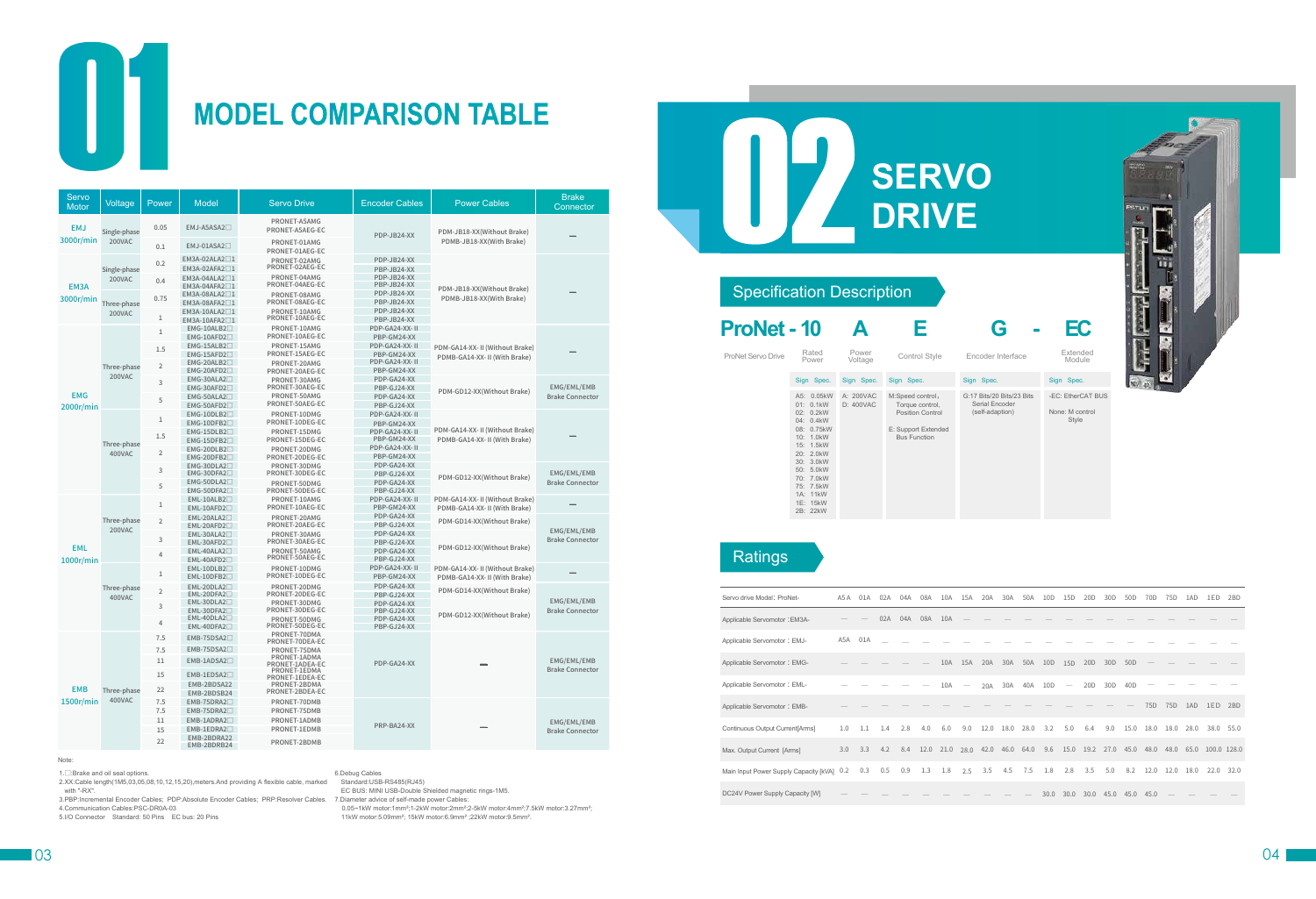# 01 MODEL COMPARISON TABLE

| Servo Motor | Voltage | Power | Model | Servo Drive | Encoder Cables | Power Cables | Brake Connector |
|---|---|---|---|---|---|---|---|
| EMJ 3000r/min | Single-phase 200VAC | 0.05 | EMJ-A5ASA2□ | PRONET-A5AMG PRONET-A5AEG-EC | PDP-JB24-XX | PDM-JB18-XX(Without Brake) PDMB-JB18-XX(With Brake) | — |
| | | 0.1 | EMJ-01ASA2□ | PRONET-01AMG PRONET-01AEG-EC | | | |
| EM3A 3000r/min | Single-phase 200VAC | 0.2 | EM3A-02ALA2□1 EM3A-02AFA2□1 | PRONET-02AMG PRONET-02AEG-EC | PDP-JB24-XX PBP-JB24-XX | PDM-JB18-XX(Without Brake) PDMB-JB18-XX(With Brake) | — |
| | | 0.4 | EM3A-04ALA2□1 EM3A-04AFA2□1 | PRONET-04AMG PRONET-04AEG-EC | PDP-JB24-XX PBP-JB24-XX | | |
| | Three-phase 200VAC | 0.75 | EM3A-08ALA2□1 EM3A-08AFA2□1 | PRONET-08AMG PRONET-08AEG-EC | PDP-JB24-XX PBP-JB24-XX | | |
| | | 1 | EM3A-10ALA2□1 EM3A-10AFA2□1 | PRONET-10AMG PRONET-10AEG-EC | PDP-JB24-XX PBP-JB24-XX | | |
| EMG 2000r/min | Three-phase 200VAC | 1 | EMG-10ALB2□ EMG-10AFD2□ | PRONET-10AMG PRONET-10AEG-EC | PDP-GA24-XX- II PBP-GM24-XX | PDM-GA14-XX- II (Without Brake) PDMB-GA14-XX- II (With Brake) | — |
| | | 1.5 | EMG-15ALB2□ EMG-15AFD2□ | PRONET-15AMG PRONET-15AEG-EC | PDP-GA24-XX- II PBP-GM24-XX | | |
| | | 2 | EMG-20ALB2□ EMG-20AFD2□ | PRONET-20AMG PRONET-20AEG-EC | PDP-GA24-XX- II PBP-GM24-XX | | |
| | | 3 | EMG-30ALA2□ EMG-30AFD2□ | PRONET-30AMG PRONET-30AEG-EC | PDP-GA24-XX PBP-GJ24-XX | PDM-GD12-XX(Without Brake) | EMG/EML/EMB Brake Connector |
| | | 5 | EMG-50ALA2□ EMG-50AFD2□ | PRONET-50AMG PRONET-50AEG-EC | PDP-GA24-XX PBP-GJ24-XX | | |
| | Three-phase 400VAC | 1 | EMG-10DLB2□ EMG-10DFB2□ | PRONET-10DMG PRONET-10DEG-EC | PDP-GA24-XX- II PBP-GM24-XX | PDM-GA14-XX- II (Without Brake) PDMB-GA14-XX- II (With Brake) | — |
| | | 1.5 | EMG-15DLB2□ EMG-15DFB2□ | PRONET-15DMG PRONET-15DEG-EC | PDP-GA24-XX- II PBP-GM24-XX | | |
| | | 2 | EMG-20DLB2□ EMG-20DFB2□ | PRONET-20DMG PRONET-20DEG-EC | PDP-GA24-XX- II PBP-GM24-XX | | |
| | | 3 | EMG-30DLA2□ EMG-30DFA2□ | PRONET-30DMG PRONET-30DEG-EC | PDP-GA24-XX PBP-GJ24-XX | PDM-GD12-XX(Without Brake) | EMG/EML/EMB Brake Connector |
| | | 5 | EMG-50DLA2□ EMG-50DFA2□ | PRONET-50DMG PRONET-50DEG-EC | PDP-GA24-XX PBP-GJ24-XX | | |
| EML 1000r/min | Three-phase 200VAC | 1 | EML-10ALB2□ EML-10AFD2□ | PRONET-10AMG PRONET-10AEG-EC | PDP-GA24-XX- II PBP-GM24-XX | PDM-GA14-XX- II (Without Brake) PDMB-GA14-XX- II (With Brake) | — |
| | | 2 | EML-20ALA2□ EML-20AFD2□ | PRONET-20AMG PRONET-20AEG-EC | PDP-GA24-XX PBP-GJ24-XX | PDM-GD14-XX(Without Brake) | EMG/EML/EMB Brake Connector |
| | | 3 | EML-30ALA2□ EML-30AFD2□ | PRONET-30AMG PRONET-30AEG-EC | PDP-GA24-XX PBP-GJ24-XX | PDM-GD12-XX(Without Brake) | |
| | | 4 | EML-40ALA2□ EML-40AFD2□ | PRONET-50AMG PRONET-50AEG-EC | PDP-GA24-XX PBP-GJ24-XX | | |
| | Three-phase 400VAC | 1 | EML-10DLB2□ EML-10DFB2□ | PRONET-10DMG PRONET-10DEG-EC | PDP-GA24-XX- II PBP-GM24-XX | PDM-GA14-XX- II (Without Brake) PDMB-GA14-XX- II (With Brake) | — |
| | | 2 | EML-20DLA2□ EML-20DFA2□ | PRONET-20DMG PRONET-20DEG-EC | PDP-GA24-XX PBP-GJ24-XX | PDM-GD14-XX(Without Brake) | EMG/EML/EMB Brake Connector |
| | | 3 | EML-30DLA2□ EML-30DFA2□ | PRONET-30DMG PRONET-30DEG-EC | PDP-GA24-XX PBP-GJ24-XX | PDM-GD12-XX(Without Brake) | |
| | | 4 | EML-40DLA2□ EML-40DFA2□ | PRONET-50DMG PRONET-50DEG-EC | PDP-GA24-XX PBP-GJ24-XX | | |
| EMB 1500r/min | Three-phase 400VAC | 7.5 | EMB-75DSA2□ | PRONET-70DMA PRONET-70DEA-EC | PDP-GA24-XX | — | EMG/EML/EMB Brake Connector |
| | | 7.5 | EMB-75DSA2□ | PRONET-75DMA | | | |
| | | 11 | EMB-1ADSA2□ | PRONET-1ADMA PRONET-1ADEA-EC | | | |
| | | 15 | EMB-1EDSA2□ | PRONET-1EDMA PRONET-1EDEA-EC | | | |
| | | 22 | EMB-2BDSA22 EMB-2BDSB24 | PRONET-2BDMA PRONET-2BDEA-EC | | | |
| | | 7.5 | EMB-75DRA2□ | PRONET-70DMB | PRP-BA24-XX | — | EMG/EML/EMB Brake Connector |
| | | 7.5 | EMB-75DRA2□ | PRONET-75DMB | | | |
| | | 11 | EMB-1ADRA2□ | PRONET-1ADMB | | | |
| | | 15 | EMB-1EDRA2□ | PRONET-1EDMB | | | |
| | | 22 | EMB-2BDRA22 EMB-2BDRB24 | PRONET-2BDMB | | | |

Note:

1.□Brake and oil seal options.
2.XX:Cable length(1M5,03,05,08,10,12,15,20).meters.And providing A flexible cable, marked with "-RX".
3.PBP:Incremental Encoder Cables; PDP:Absolute Encoder Cables; PRP:Resolver Cables.
4.Communication Cables:PSC-DR0A-03
5.I/O Connector Standard: 50 Pins EC bus: 20 Pins
6.Debug Cables
Standard:USB-RS485(RJ45)
EC BUS: MINI USB-Double Shielded magnetic rings-1M5.
7.Diameter advice of self-made power Cables:
0.05~1kW motor:1mm²;1-2kW motor:2mm²;2-5kW motor:4mm²;7.5kW motor:3.27mm²;
11kW motor:5.09mm²; 15kW motor:6.9mm² ;22kW motor:9.5mm².

# 02 SERVO DRIVE

## Specification Description

**ProNet - 10 A E G - EC**

| ProNet Servo Drive | Rated Power | Power Voltage | Control Style | Encoder Interface | Extended Module |
|---|---|---|---|---|---|
| | Sign Spec. | Sign Spec. | Sign Spec. | Sign Spec. | Sign Spec. |
| | A5: 0.05kW<br>01: 0.1kW<br>02: 0.2kW<br>04: 0.4kW<br>08: 0.75kW<br>10: 1.0kW<br>15: 1.5kW<br>20: 2.0kW<br>30: 3.0kW<br>50: 5.0kW<br>70: 7.0kW<br>75: 7.5kW<br>1A: 11kW<br>1E: 15kW<br>2B: 22kW | A: 200VAC<br>D: 400VAC | M:Speed control、Torque control、Position Control<br>E: Support Extended Bus Function | G:17 Bits/20 Bits/23 Bits Serial Encoder (self-adaption) | -EC: EtherCAT BUS<br>None: M control Style |

## Ratings

| Servo drive Model：ProNet- | A5A | 01A | 02A | 04A | 08A | 10A | 15A | 20A | 30A | 50A | 10D | 15D | 20D | 30D | 50D | 70D | 75D | 1AD | 1ED | 2BD |
|---|---|---|---|---|---|---|---|---|---|---|---|---|---|---|---|---|---|---|---|---|
| Applicable Servomotor：EM3A- | — | — | 02A | 04A | 08A | 10A | — | — | — | — | — | — | — | — | — | — | — | — | — | — |
| Applicable Servomotor：EMJ- | A5A | 01A | — | — | — | — | — | — | — | — | — | — | — | — | — | — | — | — | — | — |
| Applicable Servomotor：EMG- | — | — | — | — | — | 10A | 15A | 20A | 30A | 50A | 10D | 15D | 20D | 30D | 50D | — | — | — | — | — |
| Applicable Servomotor：EML- | — | — | — | — | — | 10A | — | 20A | 30A | 40A | 10D | — | 20D | 30D | 40D | — | — | — | — | — |
| Applicable Servomotor：EMB- | — | — | — | — | — | — | — | — | — | — | — | — | — | — | — | 75D | 75D | 1AD | 1ED | 2BD |
| Continuous Output Current[Arms] | 1.0 | 1.1 | 1.4 | 2.8 | 4.0 | 6.0 | 9.0 | 12.0 | 18.0 | 28.0 | 3.2 | 5.0 | 6.4 | 9.0 | 15.0 | 18.0 | 18.0 | 28.0 | 38.0 | 55.0 |
| Max. Output Current [Arms] | 3.0 | 3.3 | 4.2 | 8.4 | 12.0 | 21.0 | 28.0 | 42.0 | 46.0 | 64.0 | 9.6 | 15.0 | 19.2 | 27.0 | 45.0 | 48.0 | 48.0 | 65.0 | 100.0 | 128.0 |
| Main Input Power Supply Capacity [kVA] | 0.2 | 0.3 | 0.5 | 0.9 | 1.3 | 1.8 | 2.5 | 3.5 | 4.5 | 7.5 | 1.8 | 2.8 | 3.5 | 5.0 | 8.2 | 12.0 | 12.0 | 18.0 | 22.0 | 32.0 |
| DC24V Power Supply Capacity [W] | — | — | — | — | — | — | — | — | — | — | 30.0 | 30.0 | 30.0 | 45.0 | 45.0 | 45.0 | — | — | — | — |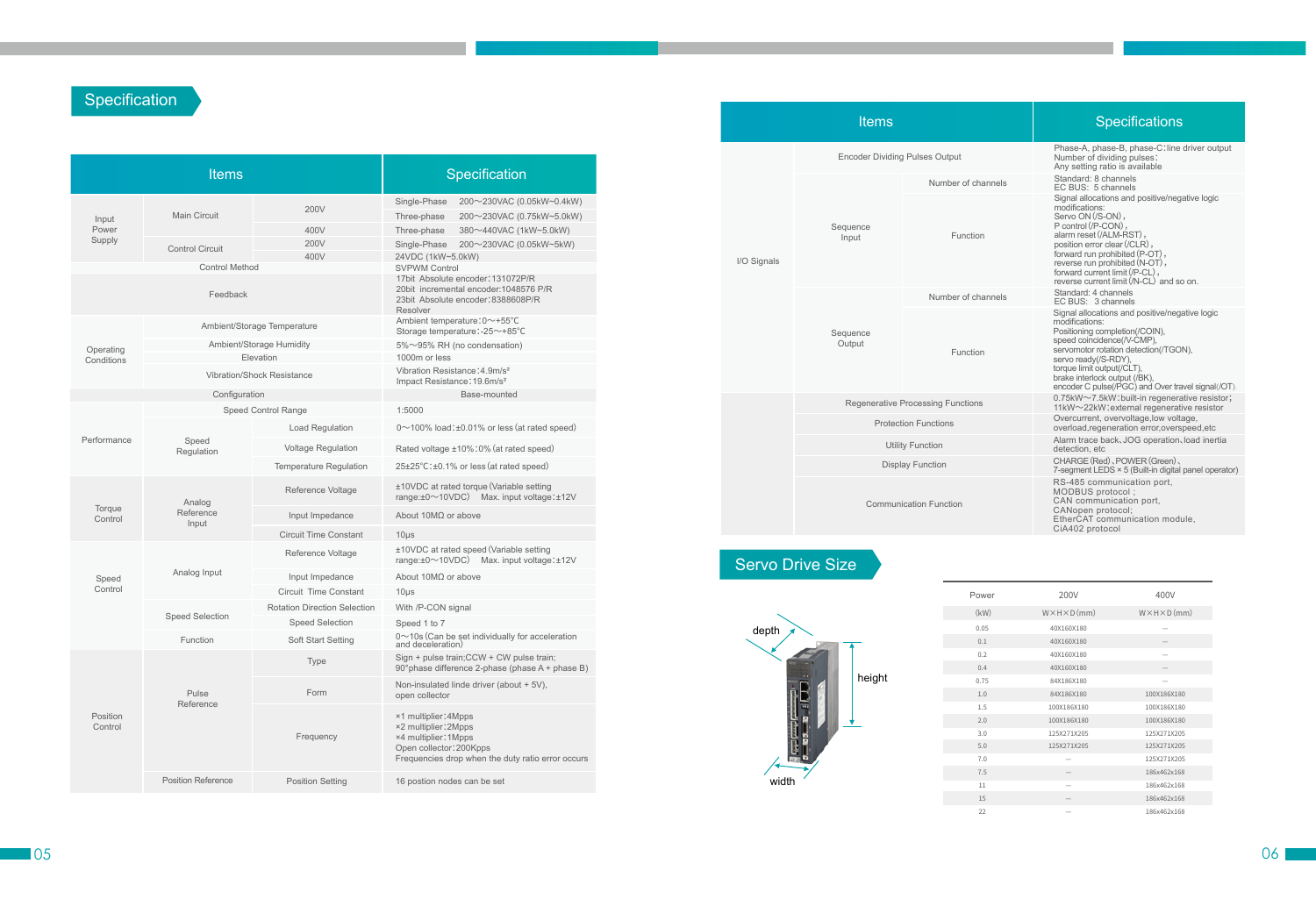## Specification

| Items | | | Specification |
|---|---|---|---|
| Input Power Supply | Main Circuit | 200V | Single-Phase 200～230VAC (0.05kW~0.4kW) |
| | | | Three-phase 200～230VAC (0.75kW~5.0kW) |
| | | 400V | Three-phase 380～440VAC (1kW~5.0kW) |
| | Control Circuit | 200V | Single-Phase 200～230VAC (0.05kW~5kW) |
| | | 400V | 24VDC (1kW~5.0kW) |
| Control Method | | | SVPWM Control |
| Feedback | | | 17bit Absolute encoder：131072P/R<br>20bit incremental encoder:1048576 P/R<br>23bit Absolute encoder:8388608P/R<br>Resolver |
| Operating Conditions | Ambient/Storage Temperature | | Ambient temperature：0～+55℃<br>Storage temperature：-25～+85℃ |
| | Ambient/Storage Humidity | | 5%～95% RH (no condensation) |
| | Elevation | | 1000m or less |
| | Vibration/Shock Resistance | | Vibration Resistance:4.9m/s²<br>Impact Resistance:19.6m/s² |
| Configuration | | | Base-mounted |
| Performance | Speed Control Range | | 1:5000 |
| | Speed Regulation | Load Regulation | 0～100% load:±0.01% or less (at rated speed) |
| | | Voltage Regulation | Rated voltage ±10%:0% (at rated speed) |
| | | Temperature Regulation | 25±25℃:±0.1% or less (at rated speed) |
| Torque Control | Analog Reference Input | Reference Voltage | ±10VDC at rated torque (Variable setting range:±0～10VDC) Max. input voltage:±12V |
| | | Input Impedance | About 10MΩ or above |
| | | Circuit Time Constant | 10μs |
| Speed Control | Analog Input | Reference Voltage | ±10VDC at rated speed (Variable setting range:±0～10VDC) Max. input voltage:±12V |
| | | Input Impedance | About 10MΩ or above |
| | | Circuit Time Constant | 10μs |
| | Speed Selection | Rotation Direction Selection | With /P-CON signal |
| | | Speed Selection | Speed 1 to 7 |
| | Function | Soft Start Setting | 0～10s (Can be set individually for acceleration and deceleration) |
| Position Control | Pulse Reference | Type | Sign + pulse train;CCW + CW pulse train;<br>90°phase difference 2-phase (phase A + phase B) |
| | | Form | Non-insulated linde driver (about + 5V),<br>open collector |
| | | Frequency | ×1 multiplier:4Mpps<br>×2 multiplier:2Mpps<br>×4 multiplier:1Mpps<br>Open collector:200Kpps<br>Frequencies drop when the duty ratio error occurs |
| | Position Reference | Position Setting | 16 postion nodes can be set |

| Items | | | Specifications |
|---|---|---|---|
| | Encoder Dividing Pulses Output | | Phase-A, phase-B, phase-C:line driver output<br>Number of dividing pulses:<br>Any setting ratio is available |
| I/O Signals | Sequence Input | Number of channels | Standard: 8 channels<br>EC BUS: 5 channels |
| | | Function | Signal allocations and positive/negative logic modifications:<br>Servo ON (/S-ON),<br>P control (/P-CON),<br>alarm reset (/ALM-RST),<br>position error clear (/CLR),<br>forward run prohibited (P-OT),<br>reverse run prohibited (N-OT),<br>forward current limit (/P-CL),<br>reverse current limit (/N-CL) and so on. |
| | Sequence Output | Number of channels | Standard: 4 channels<br>EC BUS: 3 channels |
| | | Function | Signal allocations and positive/negative logic modifications:<br>Positioning completion(/COIN),<br>speed coincidence(/V-CMP),<br>servomotor rotation detection(/TGON),<br>servo ready(/S-RDY),<br>torque limit output(/CLT),<br>brake interlock output (/BK),<br>encoder C pulse(/PGC) and Over travel signal(/OT). |
| | Regenerative Processing Functions | | 0.75kW～7.5kW:built-in regenerative resistor;<br>11kW～22kW:external regenerative resistor |
| | Protection Functions | | Overcurrent, overvoltage,low voltage, overload,regeneration error,overspeed,etc |
| | Utility Function | | Alarm trace back, JOG operation, load inertia detection, etc |
| | Display Function | | CHARGE (Red), POWER (Green),<br>7-segment LEDS × 5 (Built-in digital panel operator) |
| | Communication Function | | RS-485 communication port,<br>MODBUS protocol;<br>CAN communication port,<br>CANopen protocol;<br>EtherCAT communication module,<br>CiA402 protocol |

## Servo Drive Size

depth

height

width

| Power | 200V | 400V |
|---|---|---|
| (kW) | W×H×D (mm) | W×H×D (mm) |
| 0.05 | 40X160X180 | — |
| 0.1 | 40X160X180 | — |
| 0.2 | 40X160X180 | — |
| 0.4 | 40X160X180 | — |
| 0.75 | 84X186X180 | — |
| 1.0 | 84X186X180 | 100X186X180 |
| 1.5 | 100X186X180 | 100X186X180 |
| 2.0 | 100X186X180 | 100X186X180 |
| 3.0 | 125X271X205 | 125X271X205 |
| 5.0 | 125X271X205 | 125X271X205 |
| 7.0 | — | 125X271X205 |
| 7.5 | — | 186x462x168 |
| 11 | — | 186x462x168 |
| 15 | — | 186x462x168 |
| 22 | — | 186x462x168 |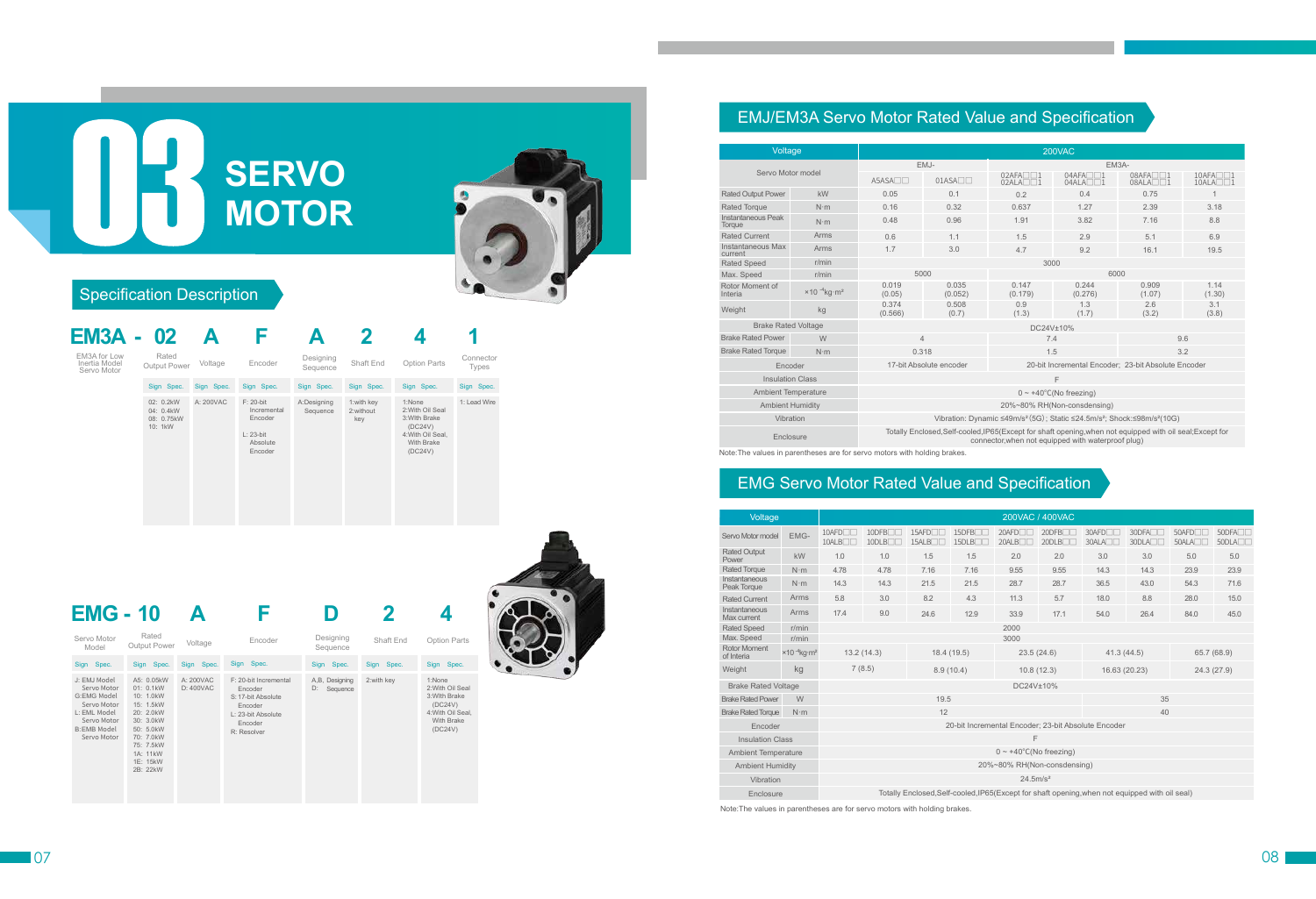# 03 SERVO MOTOR

## Specification Description

**EM3A - 02 A F A 2 4 1**

| EM3A for Low Inertia Model Servo Motor | Rated Output Power | Voltage | Encoder | Designing Sequence | Shaft End | Option Parts | Connector Types |
|---|---|---|---|---|---|---|---|
| | Sign Spec. | Sign Spec. | Sign Spec. | Sign Spec. | Sign Spec. | Sign Spec. | Sign Spec. |
| | 02: 0.2kW<br>04: 0.4kW<br>08: 0.75kW<br>10: 1kW | A: 200VAC | F: 20-bit Incremental Encoder<br>L: 23-bit Absolute Encoder | A:Designing Sequence | 1:with key<br>2:without key | 1:None<br>2:With Oil Seal<br>3:With Brake (DC24V)<br>4:With Oil Seal, With Brake (DC24V) | 1: Lead Wire |

**EMG - 10 A F D 2 4**

| Servo Motor Model | Rated Output Power | Voltage | Encoder | Designing Sequence | Shaft End | Option Parts |
|---|---|---|---|---|---|---|
| Sign Spec. | Sign Spec. | Sign Spec. | Sign Spec. | Sign Spec. | Sign Spec. | Sign Spec. |
| J: EMJ Model Servo Motor<br>G:EMG Model Servo Motor<br>L: EML Model Servo Motor<br>B:EMB Model Servo Motor | A5: 0.05kW<br>01: 0.1kW<br>10: 1.0kW<br>15: 1.5kW<br>20: 2.0kW<br>30: 3.0kW<br>50: 5.0kW<br>70: 7.0kW<br>75: 7.5kW<br>1A: 11kW<br>1E: 15kW<br>2B: 22kW | A: 200VAC<br>D: 400VAC | F: 20-bit Incremental Encoder<br>S: 17-bit Absolute Encoder<br>L: 23-bit Absolute Encoder<br>R: Resolver | A,B, Designing<br>D: Sequence | 2:with key | 1:None<br>2:With Oil Seal<br>3:With Brake (DC24V)<br>4:With Oil Seal, With Brake (DC24V) |

## EMJ/EM3A Servo Motor Rated Value and Specification

| Voltage | | 200VAC | | | | | |
|---|---|---|---|---|---|---|---|
| Servo Motor model | | EMJ- | | EM3A- | | | |
| | | A5ASA□□ | 01ASA□□ | 02AFA□□1<br>02ALA□□1 | 04AFA□□1<br>04ALA□□1 | 08AFA□□1<br>08ALA□□1 | 10AFA□□1<br>10ALA□□1 |
| Rated Output Power | kW | 0.05 | 0.1 | 0.2 | 0.4 | 0.75 | 1 |
| Rated Torque | N·m | 0.16 | 0.32 | 0.637 | 1.27 | 2.39 | 3.18 |
| Instantaneous Peak Torque | N·m | 0.48 | 0.96 | 1.91 | 3.82 | 7.16 | 8.8 |
| Rated Current | Arms | 0.6 | 1.1 | 1.5 | 2.9 | 5.1 | 6.9 |
| Instantaneous Max current | Arms | 1.7 | 3.0 | 4.7 | 9.2 | 16.1 | 19.5 |
| Rated Speed | r/min | 3000 | | | | | |
| Max. Speed | r/min | 5000 | | 6000 | | | |
| Rotor Moment of Interia | $\times 10^{-4}$kg·m² | 0.019 (0.05) | 0.035 (0.052) | 0.147 (0.179) | 0.244 (0.276) | 0.909 (1.07) | 1.14 (1.30) |
| Weight | kg | 0.374 (0.566) | 0.508 (0.7) | 0.9 (1.3) | 1.3 (1.7) | 2.6 (3.2) | 3.1 (3.8) |
| Brake Rated Voltage | | DC24V±10% | | | | | |
| Brake Rated Power | W | 4 | | 7.4 | | 9.6 | |
| Brake Rated Torque | N·m | 0.318 | | 1.5 | | 3.2 | |
| Encoder | | 17-bit Absolute encoder | | 20-bit Incremental Encoder; 23-bit Absolute Encoder | | | |
| Insulation Class | | F | | | | | |
| Ambient Temperature | | 0 ~ +40°C(No freezing) | | | | | |
| Ambient Humidity | | 20%~80% RH(Non-condensing) | | | | | |
| Vibration | | Vibration: Dynamic ≤49m/s²(5G) ; Static ≤24.5m/s²; Shock:≤98m/s²(10G) | | | | | |
| Enclosure | | Totally Enclosed,Self-cooled,IP65(Except for shaft opening,when not equipped with oil seal;Except for connector,when not equipped with waterproof plug) | | | | | |

Note:The values in parentheses are for servo motors with holding brakes.

## EMG Servo Motor Rated Value and Specification

| Voltage | | 200VAC / 400VAC | | | | | | | | | |
|---|---|---|---|---|---|---|---|---|---|---|---|
| Servo Motor model | EMG- | 10AFD□□<br>10ALB□□ | 10DFB□□<br>10DLB□□ | 15AFD□□<br>15ALB□□ | 15DFB□□<br>15DLB□□ | 20AFD□□<br>20ALB□□ | 20DFB□□<br>20DLB□□ | 30AFD□□<br>30ALA□□ | 30DFA□□<br>30DLA□□ | 50AFD□□<br>50ALA□□ | 50DFA□□<br>50DLA□□ |
| Rated Output Power | kW | 1.0 | 1.0 | 1.5 | 1.5 | 2.0 | 2.0 | 3.0 | 3.0 | 5.0 | 5.0 |
| Rated Torque | N·m | 4.78 | 4.78 | 7.16 | 7.16 | 9.55 | 9.55 | 14.3 | 14.3 | 23.9 | 23.9 |
| Instantaneous Peak Torque | N·m | 14.3 | 14.3 | 21.5 | 21.5 | 28.7 | 28.7 | 36.5 | 43.0 | 54.3 | 71.6 |
| Rated Current | Arms | 5.8 | 3.0 | 8.2 | 4.3 | 11.3 | 5.7 | 18.0 | 8.8 | 28.0 | 15.0 |
| Instantaneous Max current | Arms | 17.4 | 9.0 | 24.6 | 12.9 | 33.9 | 17.1 | 54.0 | 26.4 | 84.0 | 45.0 |
| Rated Speed | r/min | 2000 | | | | | | | | | |
| Max. Speed | r/min | 3000 | | | | | | | | | |
| Rotor Moment of Interia | $\times 10^{-4}$kg·m² | 13.2 (14.3) | | 18.4 (19.5) | | 23.5 (24.6) | | 41.3 (44.5) | | 65.7 (68.9) | |
| Weight | kg | 7 (8.5) | | 8.9 (10.4) | | 10.8 (12.3) | | 16.63 (20.23) | | 24.3 (27.9) | |
| Brake Rated Voltage | | DC24V±10% | | | | | | | | | |
| Brake Rated Power | W | 19.5 | | | | | | 35 | | | |
| Brake Rated Torque | N·m | 12 | | | | | | 40 | | | |
| Encoder | | 20-bit Incremental Encoder; 23-bit Absolute Encoder | | | | | | | | | |
| Insulation Class | | F | | | | | | | | | |
| Ambient Temperature | | 0 ~ +40°C(No freezing) | | | | | | | | | |
| Ambient Humidity | | 20%~80% RH(Non-consdensing) | | | | | | | | | |
| Vibration | | 24.5m/s² | | | | | | | | | |
| Enclosure | | Totally Enclosed,Self-cooled,IP65(Except for shaft opening,when not equipped with oil seal) | | | | | | | | | |

Note:The values in parentheses are for servo motors with holding brakes.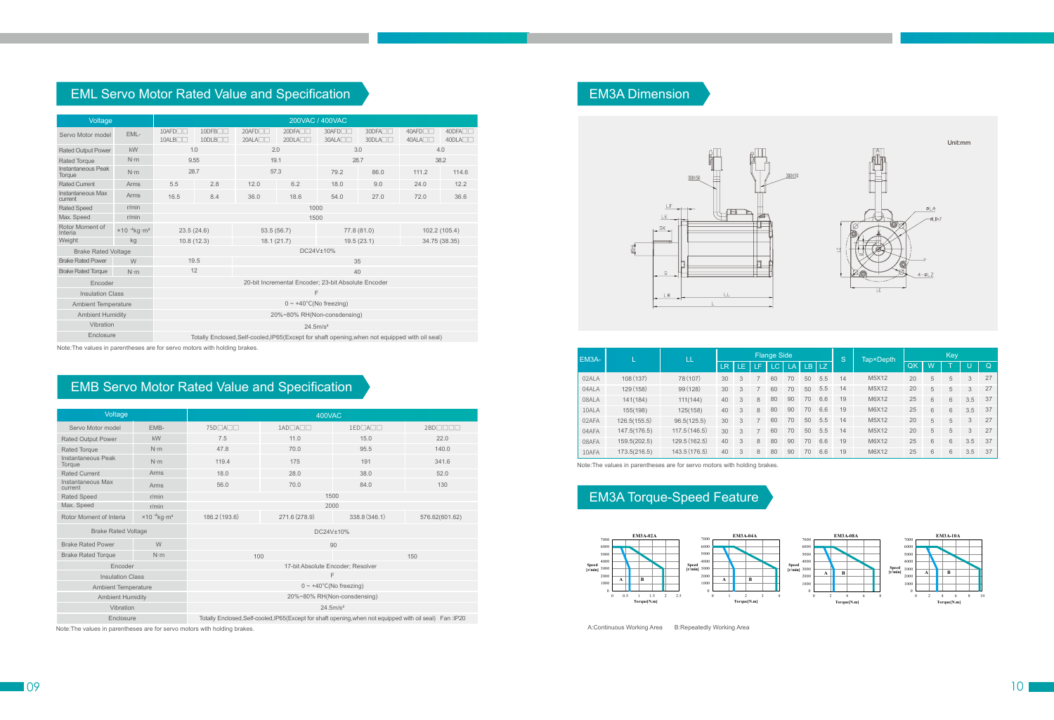## EML Servo Motor Rated Value and Specification

| Voltage | | 200VAC / 400VAC | | | | | | | |
|---|---|---|---|---|---|---|---|---|---|
| Servo Motor model | EML- | 10AFD□□ 10ALB□□ | 10DFB□□ 10DLB□□ | 20AFD□□ 20ALA□□ | 20DFA□□ 20DLA□□ | 30AFD□□ 30ALA□□ | 30DFA□□ 30DLA□□ | 40AFD□□ 40ALA□□ | 40DFA□□ 40DLA□□ |
| Rated Output Power | kW | 1.0 | | 2.0 | | 3.0 | | 4.0 | |
| Rated Torque | N·m | 9.55 | | 19.1 | | 28.7 | | 38.2 | |
| Instantaneous Peak Torque | N·m | 28.7 | | 57.3 | | 79.2 | 86.0 | 111.2 | 114.6 |
| Rated Current | Arms | 5.5 | 2.8 | 12.0 | 6.2 | 18.0 | 9.0 | 24.0 | 12.2 |
| Instantaneous Max current | Arms | 16.5 | 8.4 | 36.0 | 18.6 | 54.0 | 27.0 | 72.0 | 36.6 |
| Rated Speed | r/min | 1000 | | | | | | | |
| Max. Speed | r/min | 1500 | | | | | | | |
| Rotor Moment of Interia | $\times10^{-4}$kg·m² | 23.5 (24.6) | | 53.5 (56.7) | | 77.8 (81.0) | | 102.2 (105.4) | |
| Weight | kg | 10.8 (12.3) | | 18.1 (21.7) | | 19.5 (23.1) | | 34.75 (38.35) | |
| Brake Rated Voltage | | DC24V±10% | | | | | | | |
| Brake Rated Power | W | 19.5 | | 35 | | | | | |
| Brake Rated Torque | N·m | 12 | | 40 | | | | | |
| Encoder | | 20-bit Incremental Encoder; 23-bit Absolute Encoder | | | | | | | |
| Insulation Class | | F | | | | | | | |
| Ambient Temperature | | 0 ~ +40°C(No freezing) | | | | | | | |
| Ambient Humidity | | 20%~80% RH(Non-consdensing) | | | | | | | |
| Vibration | | 24.5m/s² | | | | | | | |
| Enclosure | | Totally Enclosed,Self-cooled,IP65(Except for shaft opening,when not equipped with oil seal) | | | | | | | |

Note:The values in parentheses are for servo motors with holding brakes.

## EMB Servo Motor Rated Value and Specification

| Voltage | | 400VAC | | | |
|---|---|---|---|---|---|
| Servo Motor model | EMB- | 75D□A□□ | 1AD□A□□ | 1ED□A□□ | 2BD□□□□ |
| Rated Output Power | kW | 7.5 | 11.0 | 15.0 | 22.0 |
| Rated Torque | N·m | 47.8 | 70.0 | 95.5 | 140.0 |
| Instantaneous Peak Torque | N·m | 119.4 | 175 | 191 | 341.6 |
| Rated Current | Arms | 18.0 | 28.0 | 38.0 | 52.0 |
| Instantaneous Max current | Arms | 56.0 | 70.0 | 84.0 | 130 |
| Rated Speed | r/min | 1500 | | | |
| Max. Speed | r/min | 2000 | | | |
| Rotor Moment of Interia | $\times10^{-4}$kg·m² | 186.2 (193.6) | 271.6 (278.9) | 338.8 (346.1) | 576.62(601.62) |
| Brake Rated Voltage | | DC24V±10% | | | |
| Brake Rated Power | W | 90 | | | |
| Brake Rated Torque | N·m | 100 | | 150 | |
| Encoder | | 17-bit Absolute Encoder; Resolver | | | |
| Insulation Class | | F | | | |
| Ambient Temperature | | 0 ~ +40°C(No freezing) | | | |
| Ambient Humidity | | 20%~80% RH(Non-consdensing) | | | |
| Vibration | | 24.5m/s² | | | |
| Enclosure | | Totally Enclosed,Self-cooled,IP65(Except for shaft opening,when not equipped with oil seal) Fan :IP20 | | | |

Note:The values in parentheses are for servo motors with holding brakes.

## EM3A Dimension

Unit:mm

| EM3A- | L | LL | Flange Side | | | | | | | S | Tap×Depth | Key | | | | |
|---|---|---|---|---|---|---|---|---|---|---|---|---|---|---|---|---|
| | | | LR | LE | LF | LC | LA | LB | LZ | | | QK | W | T | U | Q |
| 02ALA | 108 (137) | 78 (107) | 30 | 3 | 7 | 60 | 70 | 50 | 5.5 | 14 | M5X12 | 20 | 5 | 5 | 3 | 27 |
| 04ALA | 129 (158) | 99 (128) | 30 | 3 | 7 | 60 | 70 | 50 | 5.5 | 14 | M5X12 | 20 | 5 | 5 | 3 | 27 |
| 08ALA | 141(184) | 111(144) | 40 | 3 | 8 | 80 | 90 | 70 | 6.6 | 19 | M6X12 | 25 | 6 | 6 | 3.5 | 37 |
| 10ALA | 155(198) | 125(158) | 40 | 3 | 8 | 80 | 90 | 70 | 6.6 | 19 | M6X12 | 25 | 6 | 6 | 3.5 | 37 |
| 02AFA | 126.5(155.5) | 96.5(125.5) | 30 | 3 | 7 | 60 | 70 | 50 | 5.5 | 14 | M5X12 | 20 | 5 | 5 | 3 | 27 |
| 04AFA | 147.5(176.5) | 117.5 (146.5) | 30 | 3 | 7 | 60 | 70 | 50 | 5.5 | 14 | M5X12 | 20 | 5 | 5 | 3 | 27 |
| 08AFA | 159.5(202.5) | 129.5 (162.5) | 40 | 3 | 8 | 80 | 90 | 70 | 6.6 | 19 | M6X12 | 25 | 6 | 6 | 3.5 | 37 |
| 10AFA | 173.5(216.5) | 143.5 (176.5) | 40 | 3 | 8 | 80 | 90 | 70 | 6.6 | 19 | M6X12 | 25 | 6 | 6 | 3.5 | 37 |

Note:The values in parentheses are for servo motors with holding brakes.

## EM3A Torque-Speed Feature

A:Continuous Working Area  B:Repeatedly Working Area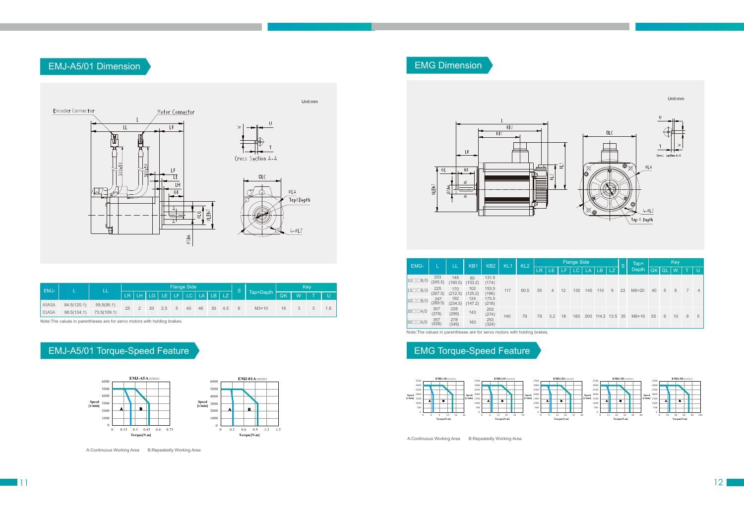## EMJ-A5/01 Dimension

Unit:mm

| EMJ- | L | LL | Flange Side | | | | | | | | | S | Tap×Depth | Key | | | |
|---|---|---|---|---|---|---|---|---|---|---|---|---|---|---|---|---|---|
| | | | LR | LH | LG | LE | LF | LC | LA | LB | LZ | | | QK | W | T | U |
| A5ASA | 84.5(120.1) | 59.5(95.1) | 25 | 2 | 20 | 2.5 | 5 | 40 | 46 | 30 | 4.5 | 8 | M3×10 | 16 | 3 | 3 | 1.8 |
| 01ASA | 98.5(134.1) | 73.5(109.1) | 25 | 2 | 20 | 2.5 | 5 | 40 | 46 | 30 | 4.5 | 8 | M3×10 | 16 | 3 | 3 | 1.8 |

Note:The values in parentheses are for servo motors with holding brakes.

## EMJ-A5/01 Torque-Speed Feature

A:Continuous Working Area B:Repeatedly Working Area

## EMG Dimension

Unit:mm

| EMG- | L | LL | KB1 | KB2 | KL1 | KL2 | Flange Side | | | | | | | S | Tap×Depth | Key | | | | |
|---|---|---|---|---|---|---|---|---|---|---|---|---|---|---|---|---|---|---|---|---|
| | | | | | | | LR | LE | LF | LC | LA | LB | LZ | | | QK | QL | W | T | U |
| 10□□B/D | 203 (245.5) | 148 (190.5) | 80 (103.2) | 131.5 (174) | 117 | 60.5 | 55 | 4 | 12 | 130 | 145 | 110 | 9 | 22 | M6×20 | 40 | 5 | 8 | 7 | 4 |
| 15□□B/D | 225 (267.5) | 170 (212.5) | 102 (125.2) | 153.5 (196) | 117 | 60.5 | 55 | 4 | 12 | 130 | 145 | 110 | 9 | 22 | M6×20 | 40 | 5 | 8 | 7 | 4 |
| 20□□B/D | 247 (289.5) | 192 (234.5) | 124 (147.2) | 175.5 (218) | 117 | 60.5 | 55 | 4 | 12 | 130 | 145 | 110 | 9 | 22 | M6×20 | 40 | 5 | 8 | 7 | 4 |
| 30□□A/D | 307 (378) | 228 (299) | 143 | 203 (274) | 140 | 79 | 79 | 3.2 | 18 | 180 | 200 | 114.3 | 13.5 | 35 | M8×16 | 55 | 6 | 10 | 8 | 5 |
| 50□□A/D | 357 (428) | 278 (349) | 183 | 253 (324) | 140 | 79 | 79 | 3.2 | 18 | 180 | 200 | 114.3 | 13.5 | 35 | M8×16 | 55 | 6 | 10 | 8 | 5 |

Note:The values in parentheses are for servo motors with holding brakes.

## EMG Torque-Speed Feature

A:Continuous Working Area B:Repeatedly Working Area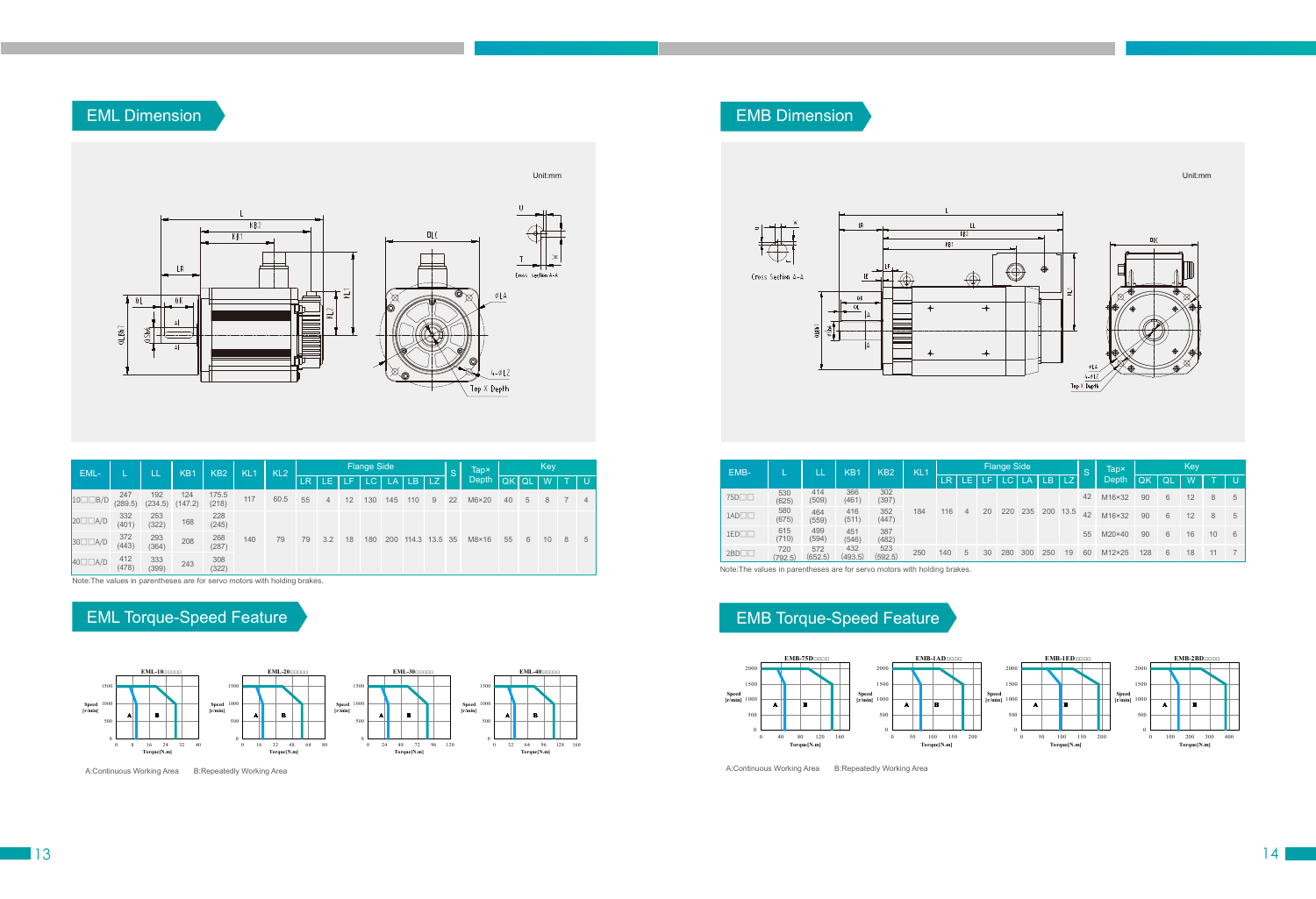## EML Dimension

Unit:mm

| EML- | L | LL | KB1 | KB2 | KL1 | KL2 | Flange Side | | | | | | | | S | Tap× Depth | Key | | | | |
|---|---|---|---|---|---|---|---|---|---|---|---|---|---|---|---|---|---|---|---|---|---|
| | | | | | | | LR | LE | LF | LC | LA | LB | LZ | | | | QK | QL | W | T | U |
| 10□□B/D | 247 (289.5) | 192 (234.5) | 124 (147.2) | 175.5 (218) | 117 | 60.5 | 55 | 4 | 12 | 130 | 145 | 110 | 9 | | 22 | M6×20 | 40 | 5 | 8 | 7 | 4 |
| 20□□A/D | 332 (401) | 253 (322) | 168 | 228 (245) | 140 | 79 | 79 | 3.2 | 18 | 180 | 200 | 114.3 | 13.5 | | 35 | M8×16 | 55 | 6 | 10 | 8 | 5 |
| 30□□A/D | 372 (443) | 293 (364) | 208 | 268 (287) | 140 | 79 | 79 | 3.2 | 18 | 180 | 200 | 114.3 | 13.5 | | 35 | M8×16 | 55 | 6 | 10 | 8 | 5 |
| 40□□A/D | 412 (478) | 333 (399) | 243 | 308 (322) | 140 | 79 | 79 | 3.2 | 18 | 180 | 200 | 114.3 | 13.5 | | 35 | M8×16 | 55 | 6 | 10 | 8 | 5 |

Note:The values in parentheses are for servo motors with holding brakes.

## EML Torque-Speed Feature

A:Continuous Working Area B:Repeatedly Working Area

## EMB Dimension

Unit:mm

| EMB- | L | LL | KB1 | KB2 | KL1 | Flange Side | | | | | | | S | Tap× Depth | Key | | | | |
|---|---|---|---|---|---|---|---|---|---|---|---|---|---|---|---|---|---|---|---|
| | | | | | | LR | LE | LF | LC | LA | LB | LZ | | | QK | QL | W | T | U |
| 75D□□ | 530 (625) | 414 (509) | 366 (461) | 302 (397) | 184 | 116 | 4 | 20 | 220 | 235 | 200 | 13.5 | 42 | M16×32 | 90 | 6 | 12 | 8 | 5 |
| 1AD□□ | 580 (675) | 464 (559) | 416 (511) | 352 (447) | 184 | 116 | 4 | 20 | 220 | 235 | 200 | 13.5 | 42 | M16×32 | 90 | 6 | 12 | 8 | 5 |
| 1ED□□ | 615 (710) | 499 (594) | 451 (546) | 387 (482) | 184 | 116 | 4 | 20 | 220 | 235 | 200 | 13.5 | 55 | M20×40 | 90 | 6 | 16 | 10 | 6 |
| 2BD□□ | 720 (792.5) | 572 (652.5) | 432 (493.5) | 523 (592.5) | 250 | 140 | 5 | 30 | 280 | 300 | 250 | 19 | 60 | M12×25 | 128 | 6 | 18 | 11 | 7 |

Note:The values in parentheses are for servo motors with holding brakes.

## EMB Torque-Speed Feature

A:Continuous Working Area B:Repeatedly Working Area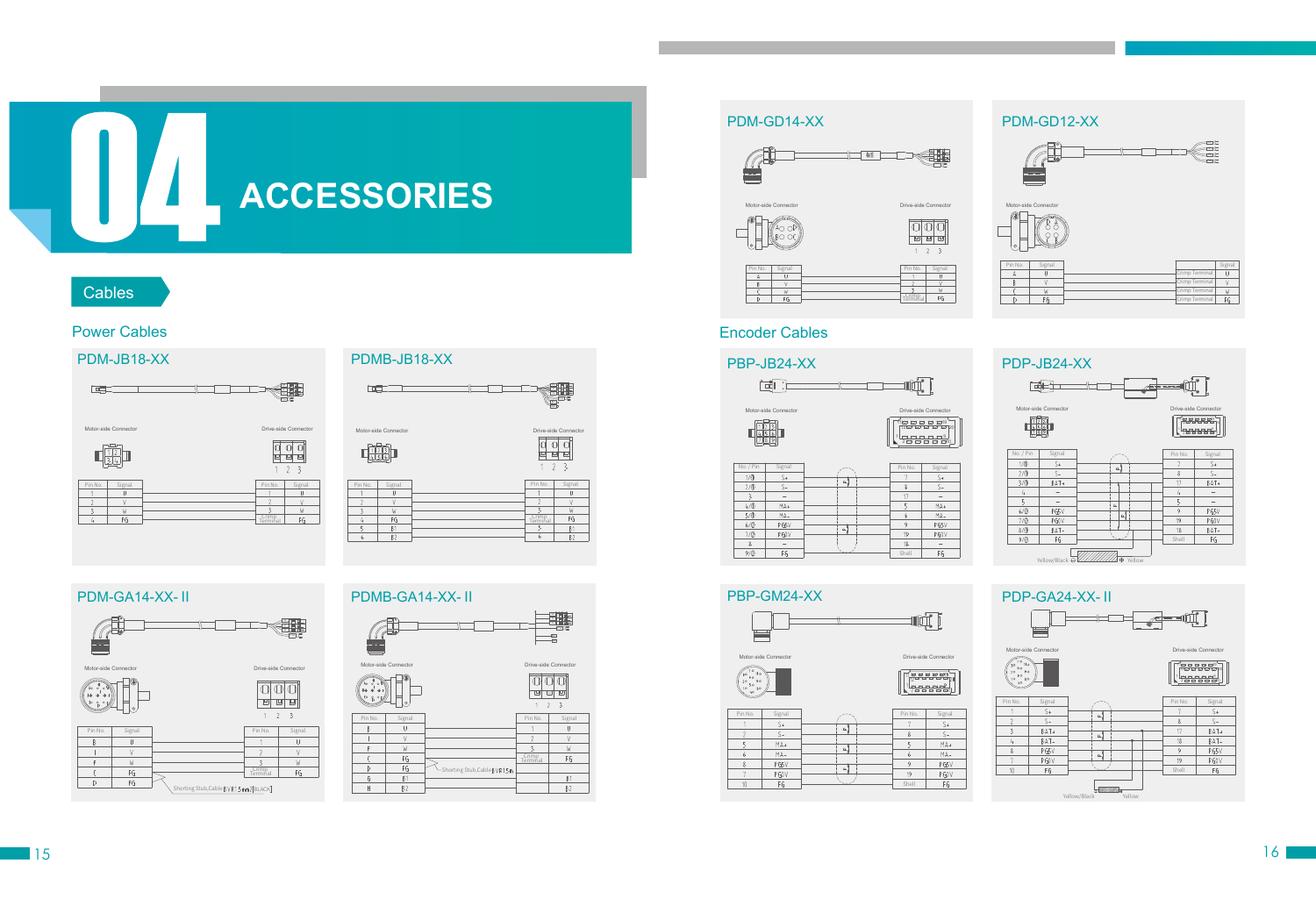# 04 ACCESSORIES

## Cables

### Power Cables

#### PDM-JB18-XX

Motor-side Connector

| Pin No. | Signal |
|---|---|
| 1 | U |
| 2 | V |
| 3 | W |
| 4 | FG |

Drive-side Connector

| Pin No. | Signal |
|---|---|
| 1 | U |
| 2 | V |
| 3 | W |
| Crimp Terminal | FG |

#### PDMB-JB18-XX

Motor-side Connector

| Pin No. | Signal |
|---|---|
| 1 | U |
| 2 | V |
| 3 | W |
| 4 | FG |
| 5 | B1 |
| 6 | B2 |

Drive-side Connector

| Pin No. | Signal |
|---|---|
| 1 | U |
| 2 | V |
| 3 | W |
| Crimp Terminal | FG |
| 5 | B1 |
| 6 | B2 |

#### PDM-GA14-XX- II

Motor-side Connector

| Pin No. | Signal |
|---|---|
| B | U |
| I | V |
| F | W |
| C | FG |
| D | FG |

Drive-side Connector

| Pin No. | Signal |
|---|---|
| 1 | U |
| 2 | V |
| 3 | W |
| Crimp Terminal | FG |

Shorting Stub,Cable BVR1.5mm²[BLACK]

#### PDMB-GA14-XX- II

Motor-side Connector

| Pin No. | Signal |
|---|---|
| B | U |
| I | V |
| F | W |
| C | FG |
| D | FG |
| G | B1 |
| H | B2 |

Drive-side Connector

| Pin No. | Signal |
|---|---|
| 1 | U |
| 2 | V |
| 3 | W |
| Crimp Terminal | FG |
| | B1 |
| | B2 |

Shorting Stub,Cable BVR1.5m

#### PDM-GD14-XX

Motor-side Connector

| Pin No. | Signal |
|---|---|
| A | U |
| B | V |
| C | W |
| D | FG |

Drive-side Connector

| Pin No. | Signal |
|---|---|
| 1 | U |
| 2 | V |
| 3 | W |
| Crimp Terminal | FG |

#### PDM-GD12-XX

Motor-side Connector

| Pin No. | Signal |
|---|---|
| A | U |
| B | V |
| C | W |
| D | FG |

| | Signal |
|---|---|
| Crimp Terminal | U |
| Crimp Terminal | V |
| Crimp Terminal | W |
| Crimp Terminal | FG |

### Encoder Cables

#### PBP-JB24-XX

Motor-side Connector

| No. / Pin | Signal |
|---|---|
| 1/① | S+ |
| 2/② | S- |
| 3 | — |
| 4/③ | MA+ |
| 5/④ | MA- |
| 6/⑤ | P65V |
| 7/⑥ | P60V |
| 8 | — |
| 9/⑦ | FG |

Drive-side Connector

| Pin No. | Signal |
|---|---|
| 7 | S+ |
| 8 | S- |
| 17 | — |
| 5 | MA+ |
| 6 | MA- |
| 9 | P65V |
| 19 | P60V |
| 18 | — |
| Shell | FG |

#### PDP-JB24-XX

Motor-side Connector

| No. / Pin | Signal |
|---|---|
| 1/① | S+ |
| 2/② | S- |
| 3/③ | BAT+ |
| 4 | — |
| 5 | — |
| 6/④ | P65V |
| 7/⑤ | P60V |
| 8/⑥ | BAT- |
| 9/⑦ | FG |

Drive-side Connector

| Pin No. | Signal |
|---|---|
| 7 | S+ |
| 8 | S- |
| 17 | BAT+ |
| 4 | — |
| 5 | — |
| 9 | P65V |
| 19 | P60V |
| 18 | BAT- |
| Shell | FG |

Yellow/Black — Yellow

#### PBP-GM24-XX

Motor-side Connector

| Pin No. | Signal |
|---|---|
| 1 | S+ |
| 2 | S- |
| 5 | MA+ |
| 6 | MA- |
| 8 | P65V |
| 7 | P60V |
| 10 | FG |

Drive-side Connector

| Pin No. | Signal |
|---|---|
| 7 | S+ |
| 8 | S- |
| 5 | MA+ |
| 6 | MA- |
| 9 | P65V |
| 19 | P60V |
| Shell | FG |

#### PDP-GA24-XX- II

Motor-side Connector

| Pin No. | Signal |
|---|---|
| 1 | S+ |
| 2 | S- |
| 3 | BAT+ |
| 4 | BAT- |
| 8 | P65V |
| 7 | P60V |
| 10 | FG |

Drive-side Connector

| Pin No. | Signal |
|---|---|
| 7 | S+ |
| 8 | S- |
| 17 | BAT+ |
| 18 | BAT- |
| 9 | P65V |
| 19 | P60V |
| Shell | FG |

Yellow/Black — Yellow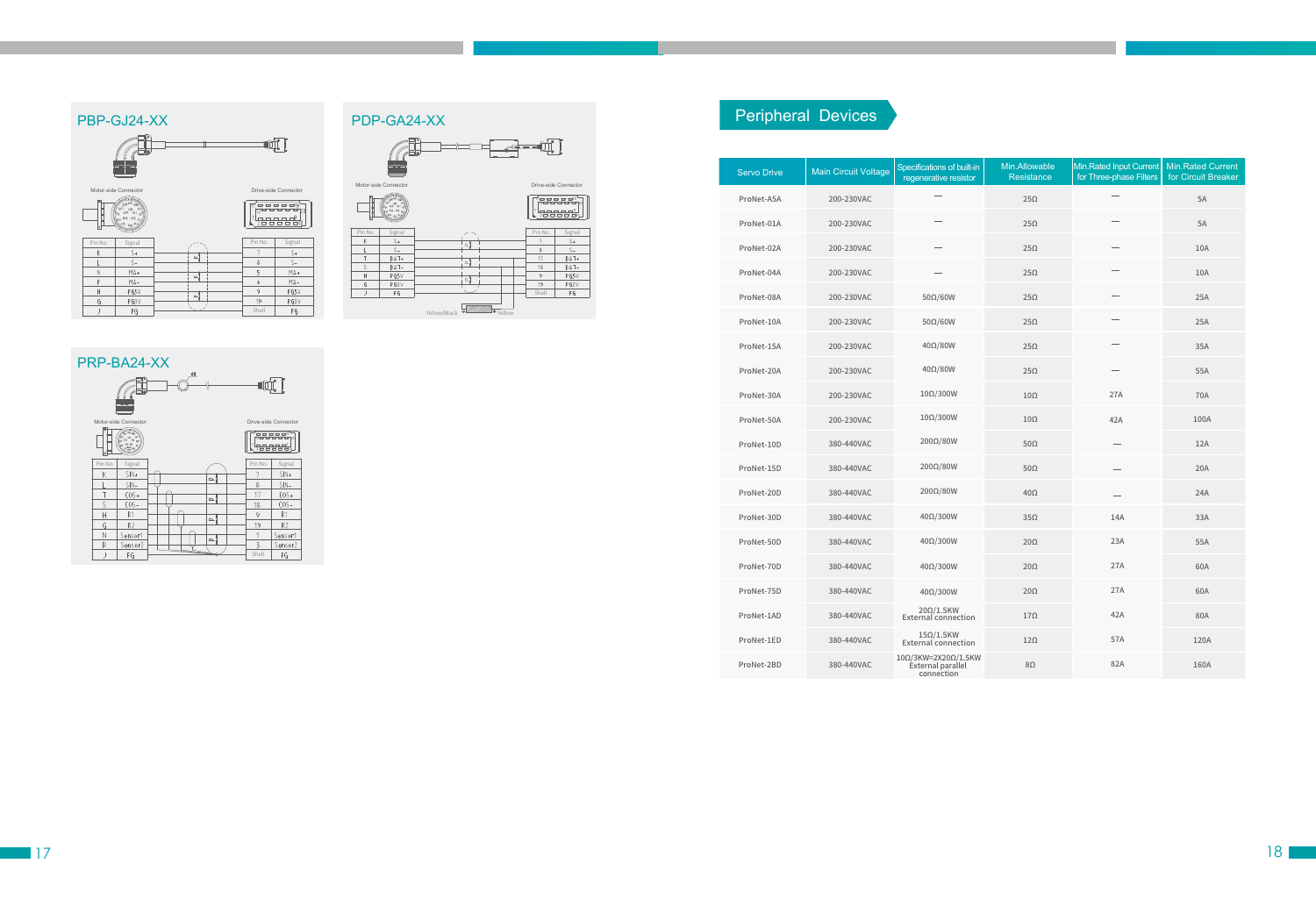## PBP-GJ24-XX

Motor-side Connector

Drive-side Connector

| Pin No. | Signal | Pin No. | Signal |
|---|---|---|---|
| K | S+ | 7 | S+ |
| L | S- | 8 | S- |
| N | MA+ | 5 | MA+ |
| P | MA- | 6 | MA- |
| H | PG5V | 9 | PG5V |
| G | PG0V | 19 | PG0V |
| J | FG | Shell | FG |

## PDP-GA24-XX

Motor-side Connector

Drive-side Connector

| Pin No. | Signal | Pin No. | Signal |
|---|---|---|---|
| K | S+ | 7 | S+ |
| L | S- | 8 | S- |
| T | BAT+ | 17 | BAT+ |
| S | BAT- | 18 | BAT- |
| H | PG5V | 9 | PG5V |
| G | PG0V | 19 | PG0V |
| J | FG | Shell | FG |

Yellow/Black

Yellow

## PRP-BA24-XX

Motor-side Connector

Drive-side Connector

| Pin No. | Signal | Pin No. | Signal |
|---|---|---|---|
| K | SIN+ | 7 | SIN+ |
| L | SIN- | 8 | SIN- |
| T | COS+ | 17 | COS+ |
| S | COS- | 18 | COS- |
| H | R1 | 9 | R1 |
| G | R2 | 19 | R2 |
| N | Sensor1 | 1 | Sensor1 |
| R | Sensor2 | 3 | Sensor2 |
| J | FG | Shell | FG |

## Peripheral Devices

| Servo Drive | Main Circuit Voltage | Specifications of built-in regenerative resistor | Min.Allowable Resistance | Min.Rated Input Current for Three-phase Filters | Min.Rated Current for Circuit Breaker |
|---|---|---|---|---|---|
| ProNet-A5A | 200-230VAC | — | 25Ω | — | 5A |
| ProNet-01A | 200-230VAC | — | 25Ω | — | 5A |
| ProNet-02A | 200-230VAC | — | 25Ω | — | 10A |
| ProNet-04A | 200-230VAC | — | 25Ω | — | 10A |
| ProNet-08A | 200-230VAC | 50Ω/60W | 25Ω | — | 25A |
| ProNet-10A | 200-230VAC | 50Ω/60W | 25Ω | — | 25A |
| ProNet-15A | 200-230VAC | 40Ω/80W | 25Ω | — | 35A |
| ProNet-20A | 200-230VAC | 40Ω/80W | 25Ω | — | 55A |
| ProNet-30A | 200-230VAC | 10Ω/300W | 10Ω | 27A | 70A |
| ProNet-50A | 200-230VAC | 10Ω/300W | 10Ω | 42A | 100A |
| ProNet-10D | 380-440VAC | 200Ω/80W | 50Ω | — | 12A |
| ProNet-15D | 380-440VAC | 200Ω/80W | 50Ω | — | 20A |
| ProNet-20D | 380-440VAC | 200Ω/80W | 40Ω | — | 24A |
| ProNet-30D | 380-440VAC | 40Ω/300W | 35Ω | 14A | 33A |
| ProNet-50D | 380-440VAC | 40Ω/300W | 20Ω | 23A | 55A |
| ProNet-70D | 380-440VAC | 40Ω/300W | 20Ω | 27A | 60A |
| ProNet-75D | 380-440VAC | 40Ω/300W | 20Ω | 27A | 60A |
| ProNet-1AD | 380-440VAC | 20Ω/1.5KW External connection | 17Ω | 42A | 80A |
| ProNet-1ED | 380-440VAC | 15Ω/1.5KW External connection | 12Ω | 57A | 120A |
| ProNet-2BD | 380-440VAC | 10Ω/3KW=2X20Ω/1.5KW External parallel connection | 8Ω | 82A | 160A |